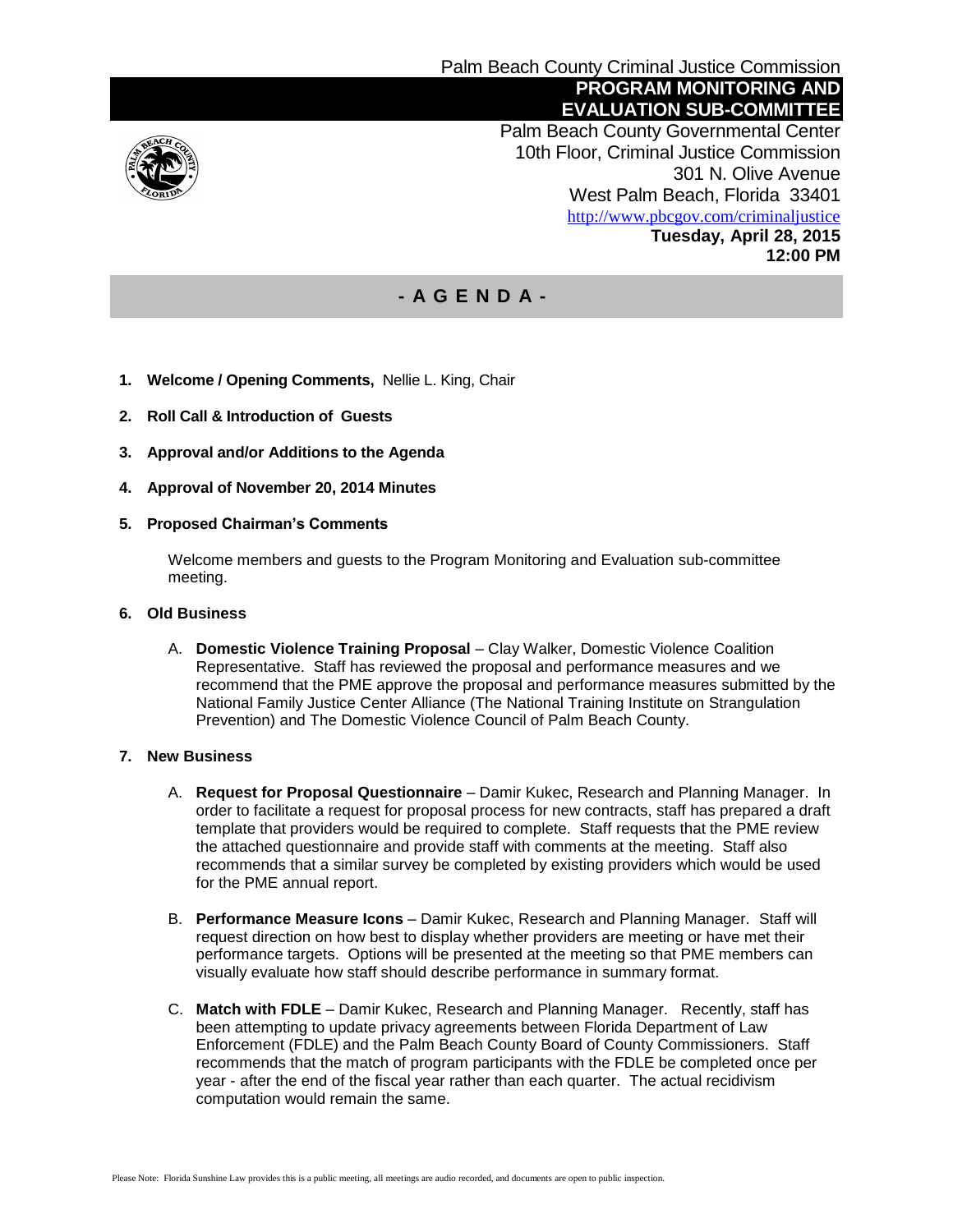Palm Beach County Criminal Justice Commission

# PROGRAM MONITORING AND EVALUATION SUB-COMMITTEE

Palm Beach County Governmental Center
10th Floor, Criminal Justice Commission
301 N. Olive Avenue
West Palm Beach, Florida 33401
http://www.pbcgov.com/criminaljustice

**Tuesday, April 28, 2015**
**12:00 PM**

## - A G E N D A -

1. **Welcome / Opening Comments,** Nellie L. King, Chair

2. **Roll Call & Introduction of Guests**

3. **Approval and/or Additions to the Agenda**

4. **Approval of November 20, 2014 Minutes**

5. **Proposed Chairman's Comments**

   Welcome members and guests to the Program Monitoring and Evaluation sub-committee meeting.

6. **Old Business**

   A. **Domestic Violence Training Proposal** – Clay Walker, Domestic Violence Coalition Representative. Staff has reviewed the proposal and performance measures and we recommend that the PME approve the proposal and performance measures submitted by the National Family Justice Center Alliance (The National Training Institute on Strangulation Prevention) and The Domestic Violence Council of Palm Beach County.

7. **New Business**

   A. **Request for Proposal Questionnaire** – Damir Kukec, Research and Planning Manager. In order to facilitate a request for proposal process for new contracts, staff has prepared a draft template that providers would be required to complete. Staff requests that the PME review the attached questionnaire and provide staff with comments at the meeting. Staff also recommends that a similar survey be completed by existing providers which would be used for the PME annual report.

   B. **Performance Measure Icons** – Damir Kukec, Research and Planning Manager. Staff will request direction on how best to display whether providers are meeting or have met their performance targets. Options will be presented at the meeting so that PME members can visually evaluate how staff should describe performance in summary format.

   C. **Match with FDLE** – Damir Kukec, Research and Planning Manager. Recently, staff has been attempting to update privacy agreements between Florida Department of Law Enforcement (FDLE) and the Palm Beach County Board of County Commissioners. Staff recommends that the match of program participants with the FDLE be completed once per year - after the end of the fiscal year rather than each quarter. The actual recidivism computation would remain the same.

Please Note: Florida Sunshine Law provides this is a public meeting, all meetings are audio recorded, and documents are open to public inspection.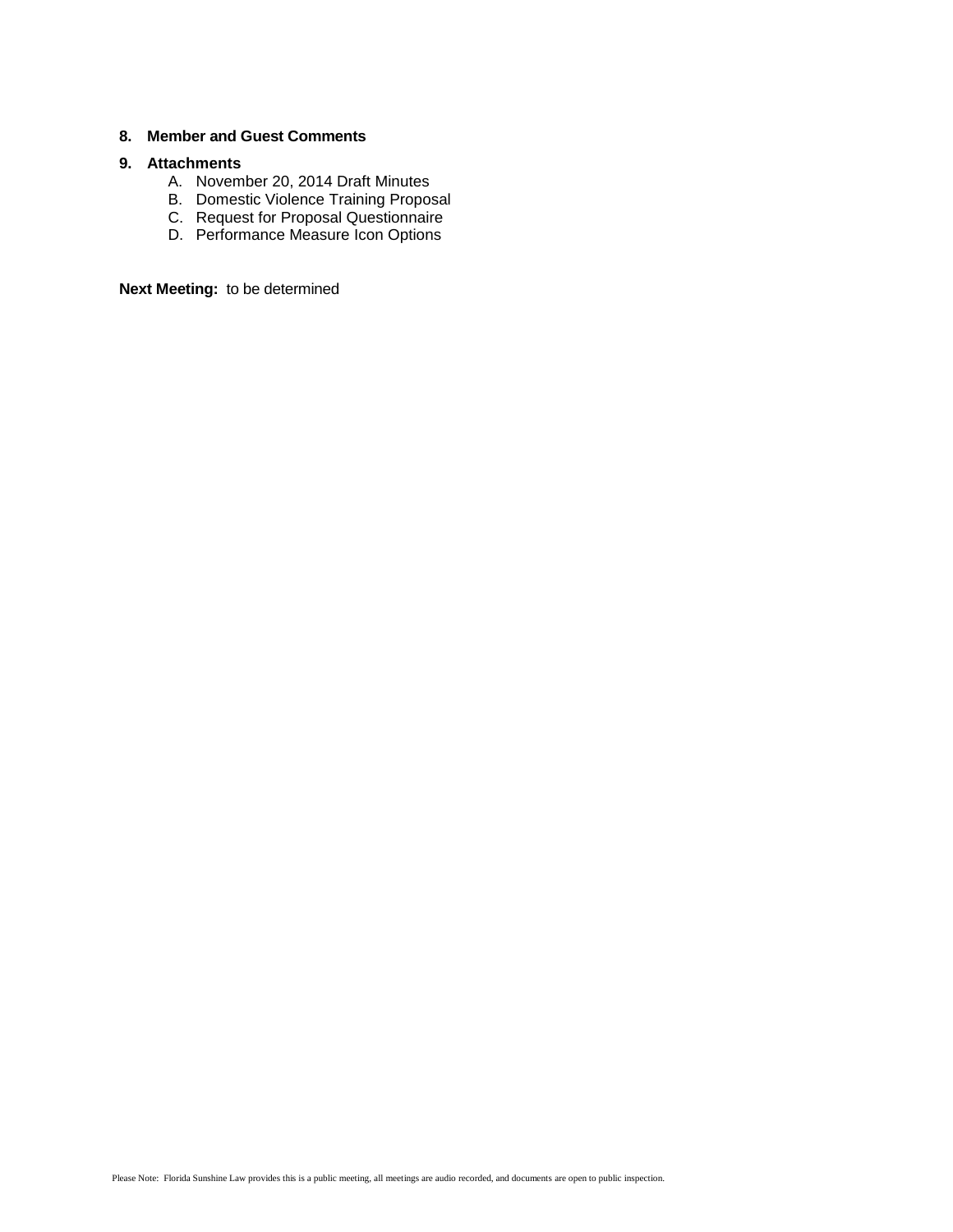**8. Member and Guest Comments**

**9. Attachments**

A. November 20, 2014 Draft Minutes
B. Domestic Violence Training Proposal
C. Request for Proposal Questionnaire
D. Performance Measure Icon Options

**Next Meeting:** to be determined

Please Note: Florida Sunshine Law provides this is a public meeting, all meetings are audio recorded, and documents are open to public inspection.